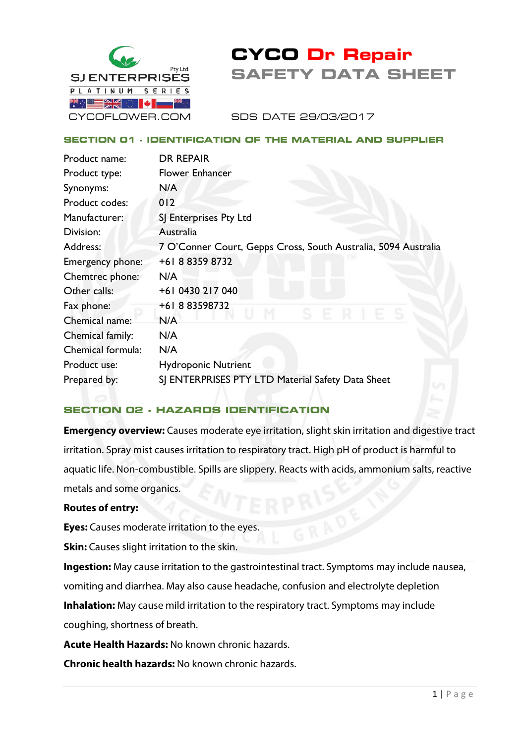SJ ENTERPRISES Pty Ltd

PLATINUM SERIES

CYCOFLOWER.COM

# CYCO Dr Repair
# SAFETY DATA SHEET

SDS DATE 29/03/2017

## SECTION 01 - IDENTIFICATION OF THE MATERIAL AND SUPPLIER

| | |
|---|---|
| Product name: | DR REPAIR |
| Product type: | Flower Enhancer |
| Synonyms: | N/A |
| Product codes: | 012 |
| Manufacturer: | SJ Enterprises Pty Ltd |
| Division: | Australia |
| Address: | 7 O'Conner Court, Gepps Cross, South Australia, 5094 Australia |
| Emergency phone: | +61 8 8359 8732 |
| Chemtrec phone: | N/A |
| Other calls: | +61 0430 217 040 |
| Fax phone: | +61 8 83598732 |
| Chemical name: | N/A |
| Chemical family: | N/A |
| Chemical formula: | N/A |
| Product use: | Hydroponic Nutrient |
| Prepared by: | SJ ENTERPRISES PTY LTD Material Safety Data Sheet |

## SECTION 02 - HAZARDS IDENTIFICATION

**Emergency overview:** Causes moderate eye irritation, slight skin irritation and digestive tract irritation. Spray mist causes irritation to respiratory tract. High pH of product is harmful to aquatic life. Non-combustible. Spills are slippery. Reacts with acids, ammonium salts, reactive metals and some organics.

**Routes of entry:**

**Eyes:** Causes moderate irritation to the eyes.

**Skin:** Causes slight irritation to the skin.

**Ingestion:** May cause irritation to the gastrointestinal tract. Symptoms may include nausea, vomiting and diarrhea. May also cause headache, confusion and electrolyte depletion

**Inhalation:** May cause mild irritation to the respiratory tract. Symptoms may include coughing, shortness of breath.

**Acute Health Hazards:** No known chronic hazards.

**Chronic health hazards:** No known chronic hazards.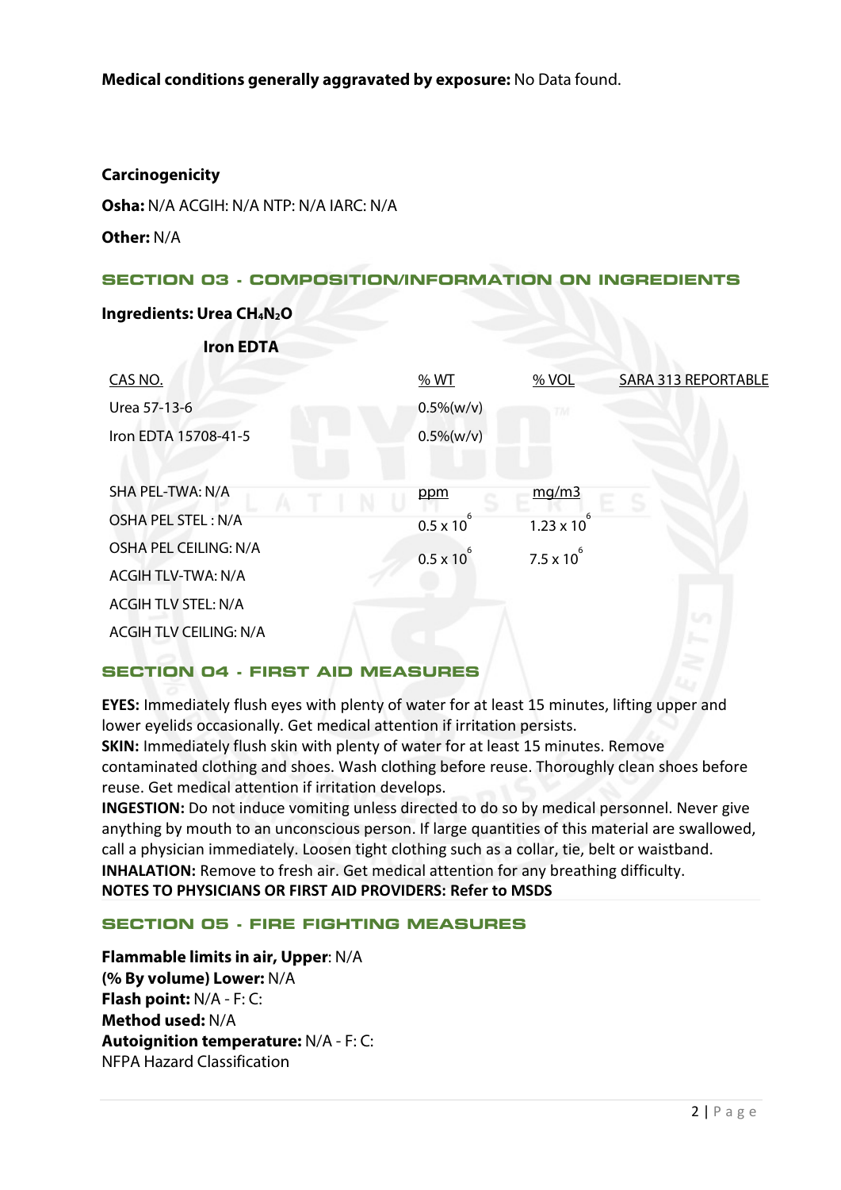**Medical conditions generally aggravated by exposure:** No Data found.

**Carcinogenicity**

**Osha:** N/A ACGIH: N/A NTP: N/A IARC: N/A

**Other:** N/A

## SECTION 03 - COMPOSITION/INFORMATION ON INGREDIENTS

**Ingredients: Urea $CH_4N_2O$**

**Iron EDTA**

| CAS NO. | % WT | % VOL | SARA 313 REPORTABLE |
|---|---|---|---|
| Urea 57-13-6 | 0.5%(w/v) | | |
| Iron EDTA 15708-41-5 | 0.5%(w/v) | | |

| | ppm | mg/m3 |
|---|---|---|
| SHA PEL-TWA: N/A | | |
| OSHA PEL STEL : N/A | $0.5 \times 10^6$ | $1.23 \times 10^6$ |
| OSHA PEL CEILING: N/A | $0.5 \times 10^6$ | $7.5 \times 10^6$ |
| ACGIH TLV-TWA: N/A | | |
| ACGIH TLV STEL: N/A | | |
| ACGIH TLV CEILING: N/A | | |

## SECTION 04 - FIRST AID MEASURES

**EYES:** Immediately flush eyes with plenty of water for at least 15 minutes, lifting upper and lower eyelids occasionally. Get medical attention if irritation persists.
**SKIN:** Immediately flush skin with plenty of water for at least 15 minutes. Remove contaminated clothing and shoes. Wash clothing before reuse. Thoroughly clean shoes before reuse. Get medical attention if irritation develops.
**INGESTION:** Do not induce vomiting unless directed to do so by medical personnel. Never give anything by mouth to an unconscious person. If large quantities of this material are swallowed, call a physician immediately. Loosen tight clothing such as a collar, tie, belt or waistband.
**INHALATION:** Remove to fresh air. Get medical attention for any breathing difficulty.
**NOTES TO PHYSICIANS OR FIRST AID PROVIDERS: Refer to MSDS**

## SECTION 05 - FIRE FIGHTING MEASURES

**Flammable limits in air, Upper**: N/A
**(% By volume) Lower:** N/A
**Flash point:** N/A - F: C:
**Method used:** N/A
**Autoignition temperature:** N/A - F: C:
NFPA Hazard Classification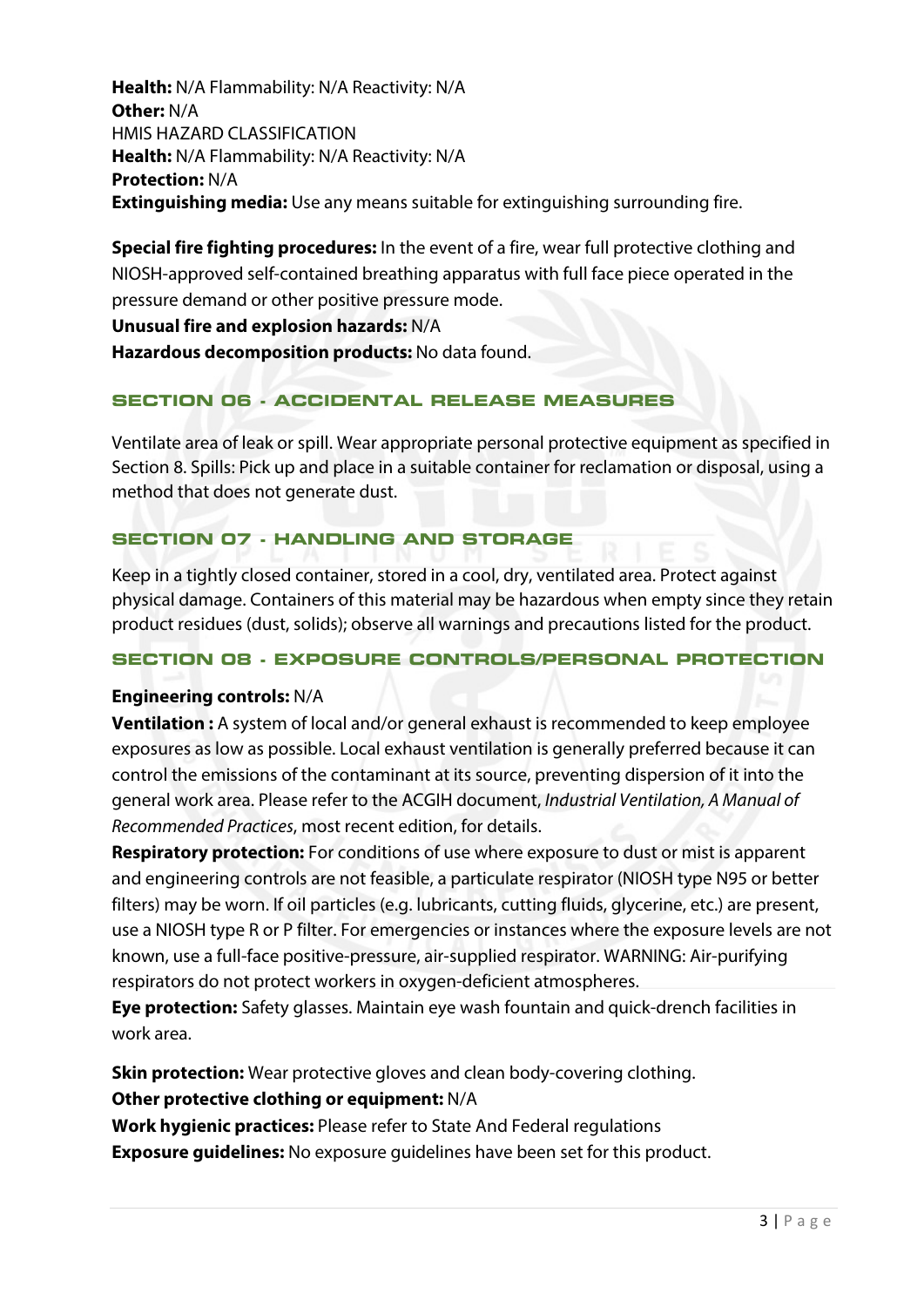**Health:** N/A Flammability: N/A Reactivity: N/A
**Other:** N/A
HMIS HAZARD CLASSIFICATION
**Health:** N/A Flammability: N/A Reactivity: N/A
**Protection:** N/A
**Extinguishing media:** Use any means suitable for extinguishing surrounding fire.

**Special fire fighting procedures:** In the event of a fire, wear full protective clothing and NIOSH-approved self-contained breathing apparatus with full face piece operated in the pressure demand or other positive pressure mode.
**Unusual fire and explosion hazards:** N/A
**Hazardous decomposition products:** No data found.

## SECTION 06 - ACCIDENTAL RELEASE MEASURES

Ventilate area of leak or spill. Wear appropriate personal protective equipment as specified in Section 8. Spills: Pick up and place in a suitable container for reclamation or disposal, using a method that does not generate dust.

## SECTION 07 - HANDLING AND STORAGE

Keep in a tightly closed container, stored in a cool, dry, ventilated area. Protect against physical damage. Containers of this material may be hazardous when empty since they retain product residues (dust, solids); observe all warnings and precautions listed for the product.

## SECTION 08 - EXPOSURE CONTROLS/PERSONAL PROTECTION

**Engineering controls:** N/A
**Ventilation :** A system of local and/or general exhaust is recommended to keep employee exposures as low as possible. Local exhaust ventilation is generally preferred because it can control the emissions of the contaminant at its source, preventing dispersion of it into the general work area. Please refer to the ACGIH document, *Industrial Ventilation, A Manual of Recommended Practices*, most recent edition, for details.
**Respiratory protection:** For conditions of use where exposure to dust or mist is apparent and engineering controls are not feasible, a particulate respirator (NIOSH type N95 or better filters) may be worn. If oil particles (e.g. lubricants, cutting fluids, glycerine, etc.) are present, use a NIOSH type R or P filter. For emergencies or instances where the exposure levels are not known, use a full-face positive-pressure, air-supplied respirator. WARNING: Air-purifying respirators do not protect workers in oxygen-deficient atmospheres.
**Eye protection:** Safety glasses. Maintain eye wash fountain and quick-drench facilities in work area.

**Skin protection:** Wear protective gloves and clean body-covering clothing.
**Other protective clothing or equipment:** N/A
**Work hygienic practices:** Please refer to State And Federal regulations
**Exposure guidelines:** No exposure guidelines have been set for this product.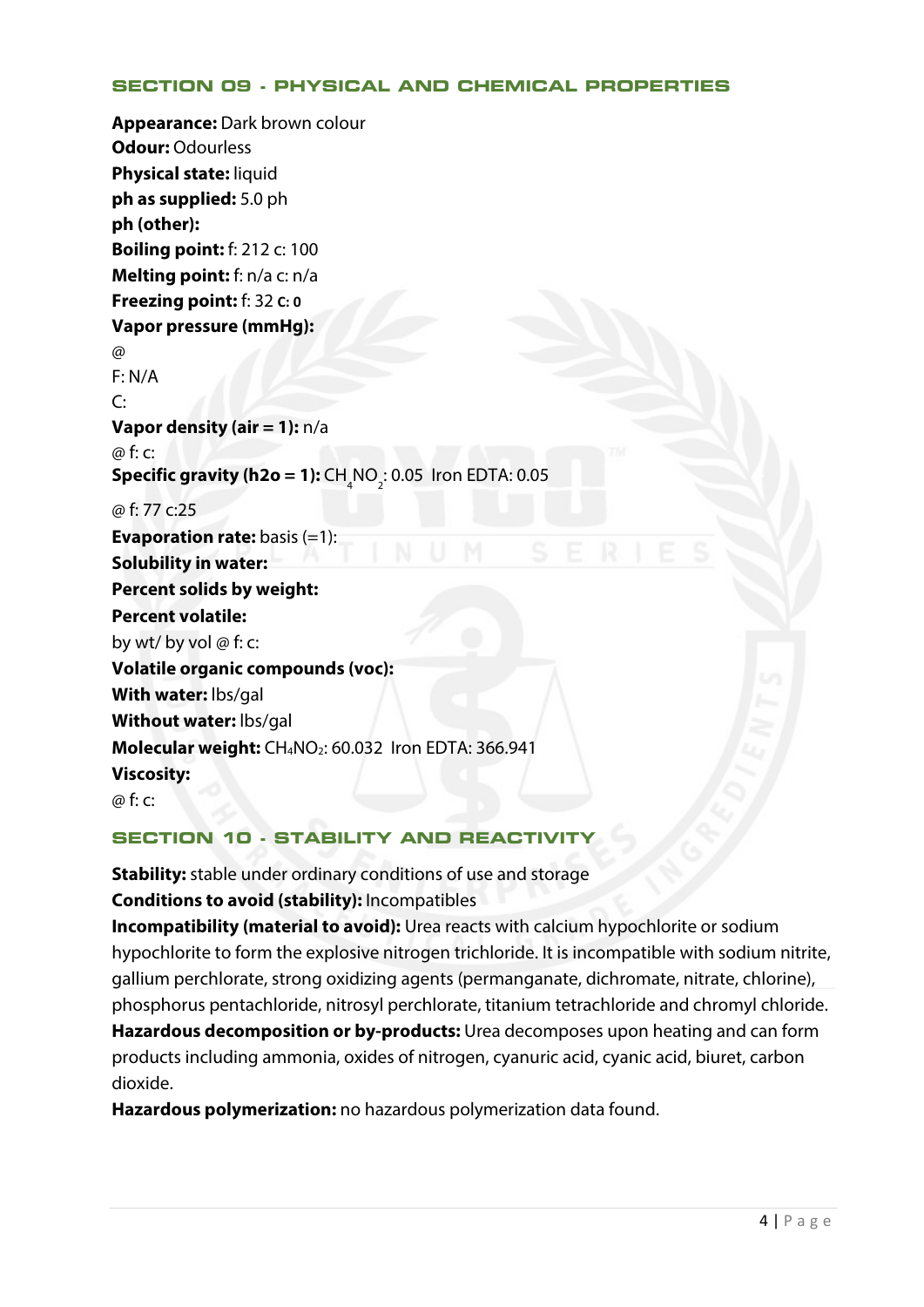## SECTION 09 - PHYSICAL AND CHEMICAL PROPERTIES

**Appearance:** Dark brown colour
**Odour:** Odourless
**Physical state:** liquid
**ph as supplied:** 5.0 ph
**ph (other):**
**Boiling point:** f: 212 c: 100
**Melting point:** f: n/a c: n/a
**Freezing point:** f: 32 **c: 0**
**Vapor pressure (mmHg):**
@
F: N/A
C:
**Vapor density (air = 1):** n/a
@ f: c:
**Specific gravity (h2o = 1):** $CH_4NO_2$: 0.05 Iron EDTA: 0.05
@ f: 77 c:25
**Evaporation rate:** basis (=1):
**Solubility in water:**
**Percent solids by weight:**
**Percent volatile:**
by wt/ by vol @ f: c:
**Volatile organic compounds (voc):**
**With water:** lbs/gal
**Without water:** lbs/gal
**Molecular weight:** $CH_4NO_2$: 60.032 Iron EDTA: 366.941
**Viscosity:**
@ f: c:

## SECTION 10 - STABILITY AND REACTIVITY

**Stability:** stable under ordinary conditions of use and storage
**Conditions to avoid (stability):** Incompatibles
**Incompatibility (material to avoid):** Urea reacts with calcium hypochlorite or sodium hypochlorite to form the explosive nitrogen trichloride. It is incompatible with sodium nitrite, gallium perchlorate, strong oxidizing agents (permanganate, dichromate, nitrate, chlorine), phosphorus pentachloride, nitrosyl perchlorate, titanium tetrachloride and chromyl chloride.
**Hazardous decomposition or by-products:** Urea decomposes upon heating and can form products including ammonia, oxides of nitrogen, cyanuric acid, cyanic acid, biuret, carbon dioxide.
**Hazardous polymerization:** no hazardous polymerization data found.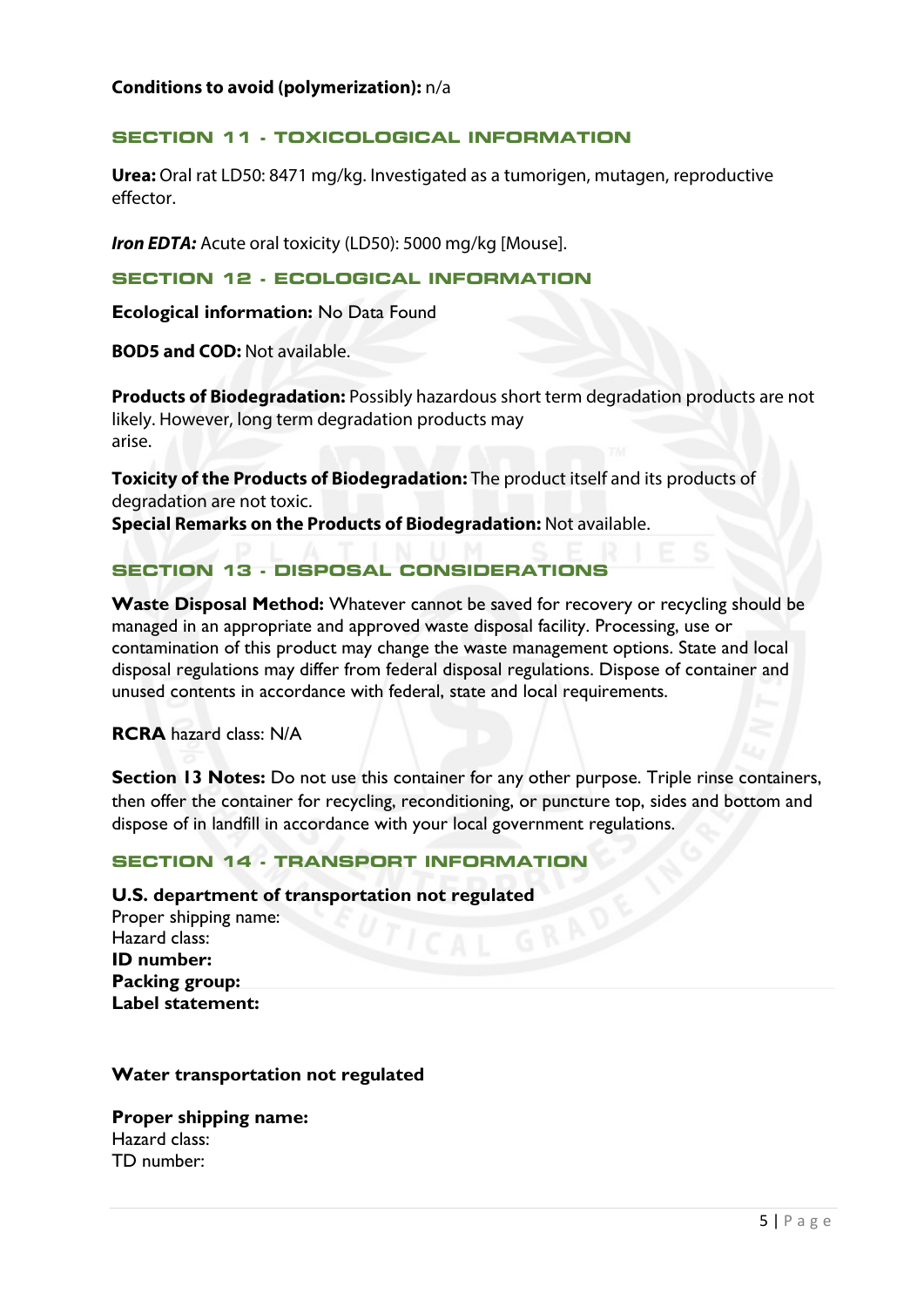**Conditions to avoid (polymerization):** n/a

## SECTION 11 - TOXICOLOGICAL INFORMATION

**Urea:** Oral rat LD50: 8471 mg/kg. Investigated as a tumorigen, mutagen, reproductive effector.

***Iron EDTA:*** Acute oral toxicity (LD50): 5000 mg/kg [Mouse].

## SECTION 12 - ECOLOGICAL INFORMATION

**Ecological information:** No Data Found

**BOD5 and COD:** Not available.

**Products of Biodegradation:** Possibly hazardous short term degradation products are not likely. However, long term degradation products may arise.

**Toxicity of the Products of Biodegradation:** The product itself and its products of degradation are not toxic.
**Special Remarks on the Products of Biodegradation:** Not available.

## SECTION 13 - DISPOSAL CONSIDERATIONS

**Waste Disposal Method:** Whatever cannot be saved for recovery or recycling should be managed in an appropriate and approved waste disposal facility. Processing, use or contamination of this product may change the waste management options. State and local disposal regulations may differ from federal disposal regulations. Dispose of container and unused contents in accordance with federal, state and local requirements.

**RCRA** hazard class: N/A

**Section 13 Notes:** Do not use this container for any other purpose. Triple rinse containers, then offer the container for recycling, reconditioning, or puncture top, sides and bottom and dispose of in landfill in accordance with your local government regulations.

## SECTION 14 - TRANSPORT INFORMATION

**U.S. department of transportation not regulated**
Proper shipping name:
Hazard class:
**ID number:**
**Packing group:**
**Label statement:**

**Water transportation not regulated**

**Proper shipping name:**
Hazard class:
TD number: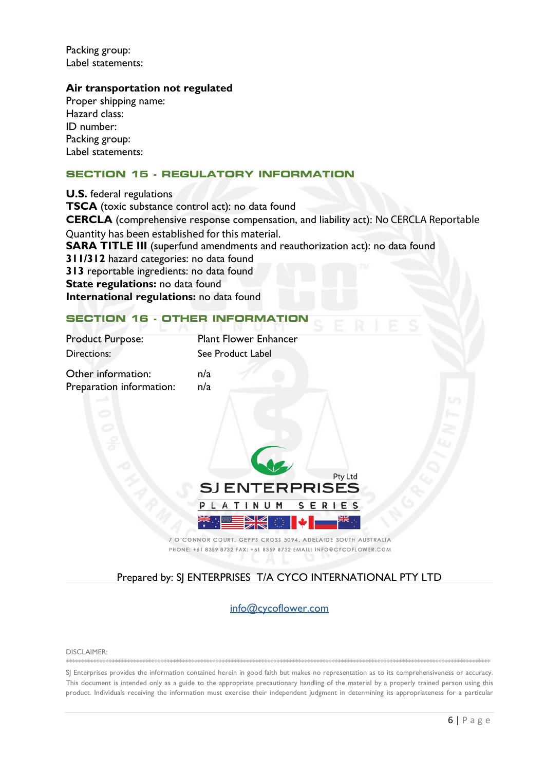Packing group:
Label statements:

**Air transportation not regulated**
Proper shipping name:
Hazard class:
ID number:
Packing group:
Label statements:

## SECTION 15 - REGULATORY INFORMATION

**U.S.** federal regulations
**TSCA** (toxic substance control act): no data found
**CERCLA** (comprehensive response compensation, and liability act): No CERCLA Reportable Quantity has been established for this material.
**SARA TITLE III** (superfund amendments and reauthorization act): no data found
**311/312** hazard categories: no data found
**313** reportable ingredients: no data found
**State regulations:** no data found
**International regulations:** no data found

## SECTION 16 - OTHER INFORMATION

| | |
|---|---|
| Product Purpose: | Plant Flower Enhancer |
| Directions: | See Product Label |
| Other information: | n/a |
| Preparation information: | n/a |

Pty Ltd
SJ ENTERPRISES
PLATINUM SERIES

7 O'CONNOR COURT, GEPPS CROSS 5094, ADELAIDE SOUTH AUSTRALIA
PHONE: +61 8359 8732 FAX: +61 8359 8732 EMAIL: INFO@CYCOFLOWER.COM

Prepared by: SJ ENTERPRISES T/A CYCO INTERNATIONAL PTY LTD

info@cycoflower.com

DISCLAIMER:
************************************************************************************************************************************

SJ Enterprises provides the information contained herein in good faith but makes no representation as to its comprehensiveness or accuracy. This document is intended only as a guide to the appropriate precautionary handling of the material by a properly trained person using this product. Individuals receiving the information must exercise their independent judgment in determining its appropriateness for a particular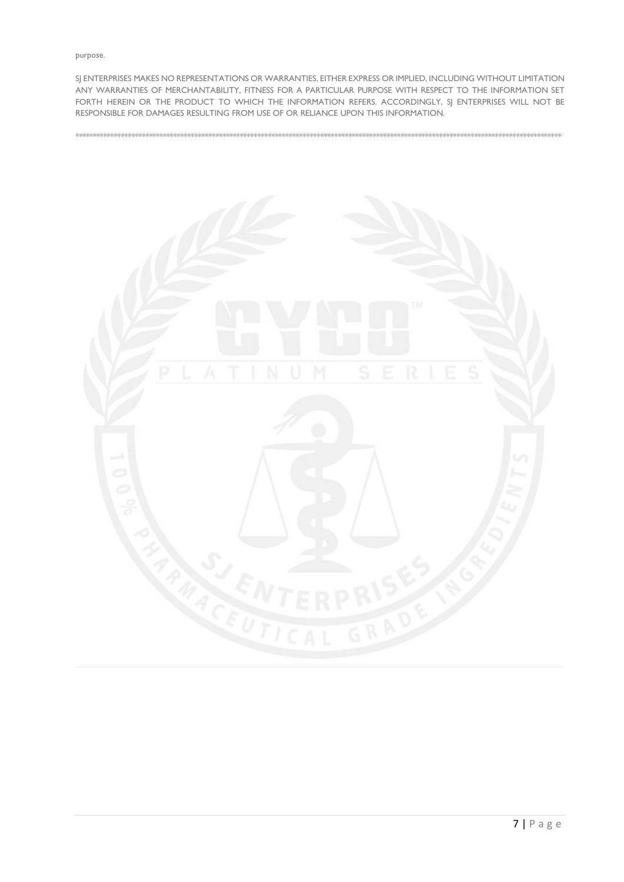purpose.

SJ ENTERPRISES MAKES NO REPRESENTATIONS OR WARRANTIES, EITHER EXPRESS OR IMPLIED, INCLUDING WITHOUT LIMITATION ANY WARRANTIES OF MERCHANTABILITY, FITNESS FOR A PARTICULAR PURPOSE WITH RESPECT TO THE INFORMATION SET FORTH HEREIN OR THE PRODUCT TO WHICH THE INFORMATION REFERS. ACCORDINGLY, SJ ENTERPRISES WILL NOT BE RESPONSIBLE FOR DAMAGES RESULTING FROM USE OF OR RELIANCE UPON THIS INFORMATION.

**********************************************************************************************************************************************